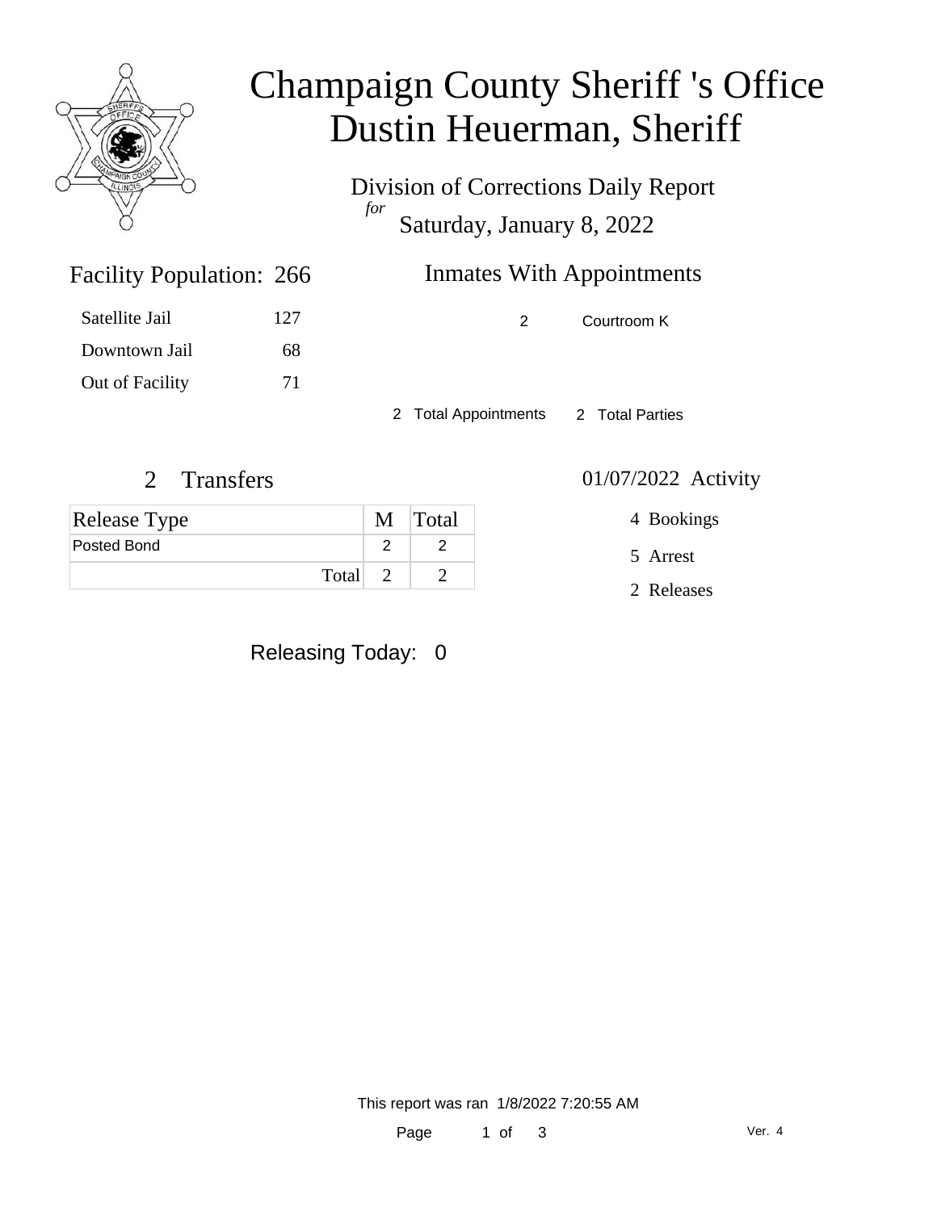# Champaign County Sheriff 's Office
# Dustin Heuerman, Sheriff

Division of Corrections Daily Report
*for*
Saturday, January 8, 2022

## Facility Population: 266

| | |
|---|---|
| Satellite Jail | 127 |
| Downtown Jail | 68 |
| Out of Facility | 71 |

## Inmates With Appointments

| | |
|---|---|
| 2 | Courtroom K |

2 Total Appointments 2 Total Parties

## 2 Transfers

| Release Type | M | Total |
|---|---|---|
| Posted Bond | 2 | 2 |
| Total | 2 | 2 |

## 01/07/2022 Activity

4 Bookings

5 Arrest

2 Releases

Releasing Today: 0

This report was ran 1/8/2022 7:20:55 AM

Ver. 4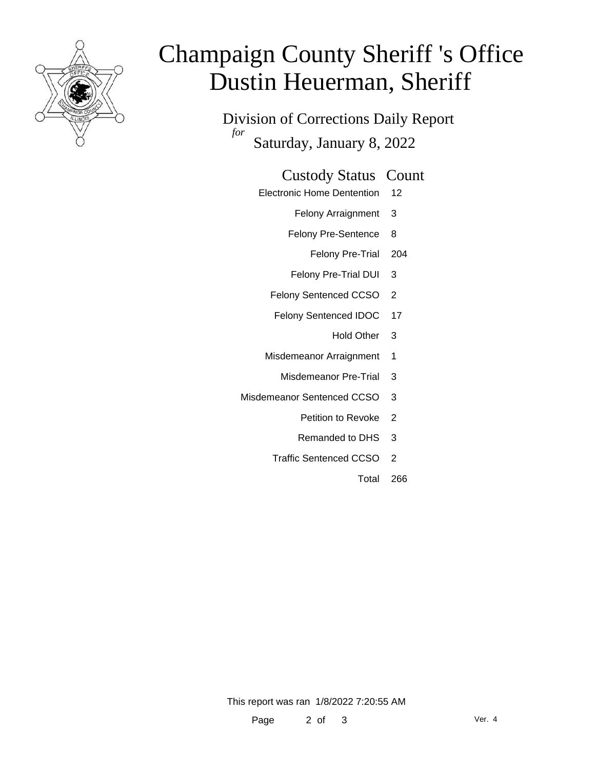# Champaign County Sheriff 's Office
# Dustin Heuerman, Sheriff

Division of Corrections Daily Report

*for*

Saturday, January 8, 2022

| Custody Status | Count |
| --- | --- |
| Electronic Home Dentention | 12 |
| Felony Arraignment | 3 |
| Felony Pre-Sentence | 8 |
| Felony Pre-Trial | 204 |
| Felony Pre-Trial DUI | 3 |
| Felony Sentenced CCSO | 2 |
| Felony Sentenced IDOC | 17 |
| Hold Other | 3 |
| Misdemeanor Arraignment | 1 |
| Misdemeanor Pre-Trial | 3 |
| Misdemeanor Sentenced CCSO | 3 |
| Petition to Revoke | 2 |
| Remanded to DHS | 3 |
| Traffic Sentenced CCSO | 2 |
| Total | 266 |

This report was ran 1/8/2022 7:20:55 AM

Ver. 4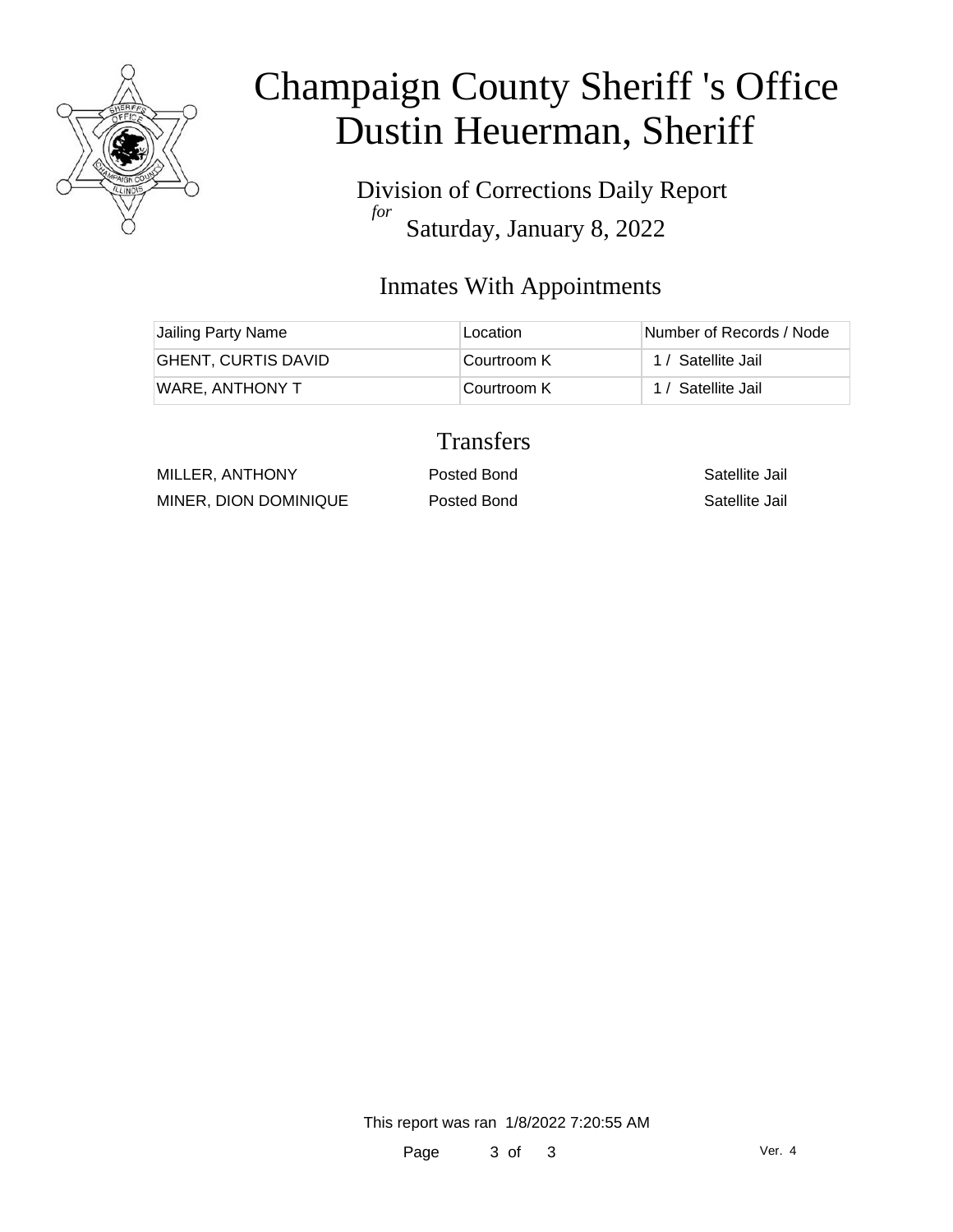# Champaign County Sheriff 's Office
# Dustin Heuerman, Sheriff

Division of Corrections Daily Report

*for* Saturday, January 8, 2022

## Inmates With Appointments

| Jailing Party Name | Location | Number of Records / Node |
| --- | --- | --- |
| GHENT, CURTIS DAVID | Courtroom K | 1 / Satellite Jail |
| WARE, ANTHONY T | Courtroom K | 1 / Satellite Jail |

## Transfers

| | | |
| --- | --- | --- |
| MILLER, ANTHONY | Posted Bond | Satellite Jail |
| MINER, DION DOMINIQUE | Posted Bond | Satellite Jail |

This report was ran 1/8/2022 7:20:55 AM

Ver. 4